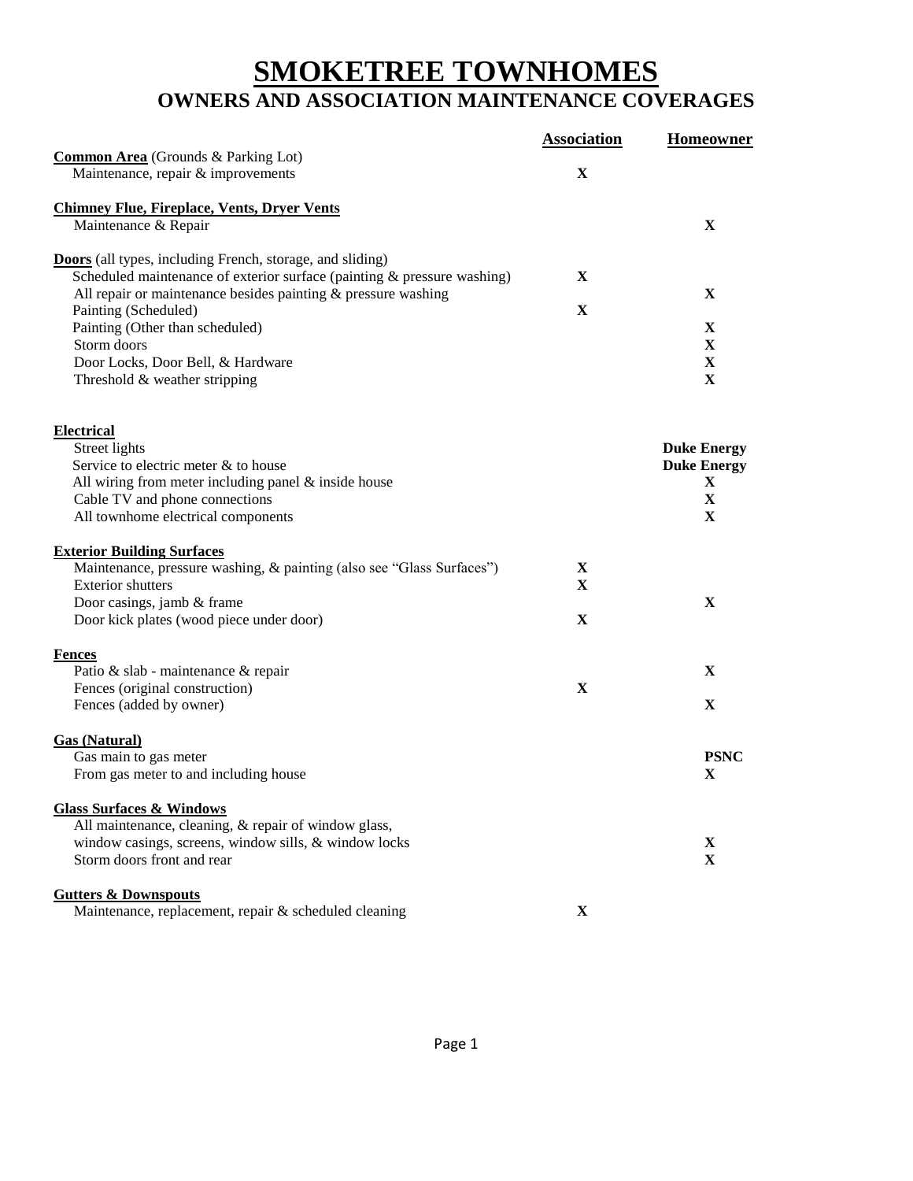# SMOKETREE TOWNHOMES

## OWNERS AND ASSOCIATION MAINTENANCE COVERAGES

| | Association | Homeowner |
|---|---|---|
| **Common Area** (Grounds & Parking Lot) | | |
| Maintenance, repair & improvements | X | |
| **Chimney Flue, Fireplace, Vents, Dryer Vents** | | |
| Maintenance & Repair | | X |
| **Doors** (all types, including French, storage, and sliding) | | |
| Scheduled maintenance of exterior surface (painting & pressure washing) | X | |
| All repair or maintenance besides painting & pressure washing | | X |
| Painting (Scheduled) | X | |
| Painting (Other than scheduled) | | X |
| Storm doors | | X |
| Door Locks, Door Bell, & Hardware | | X |
| Threshold & weather stripping | | X |
| **Electrical** | | |
| Street lights | | **Duke Energy** |
| Service to electric meter & to house | | **Duke Energy** |
| All wiring from meter including panel & inside house | | X |
| Cable TV and phone connections | | X |
| All townhome electrical components | | X |
| **Exterior Building Surfaces** | | |
| Maintenance, pressure washing, & painting (also see "Glass Surfaces") | X | |
| Exterior shutters | X | |
| Door casings, jamb & frame | | X |
| Door kick plates (wood piece under door) | X | |
| **Fences** | | |
| Patio & slab - maintenance & repair | | X |
| Fences (original construction) | X | |
| Fences (added by owner) | | X |
| **Gas (Natural)** | | |
| Gas main to gas meter | | **PSNC** |
| From gas meter to and including house | | X |
| **Glass Surfaces & Windows** | | |
| All maintenance, cleaning, & repair of window glass, window casings, screens, window sills, & window locks | | X |
| Storm doors front and rear | | X |
| **Gutters & Downspouts** | | |
| Maintenance, replacement, repair & scheduled cleaning | X | |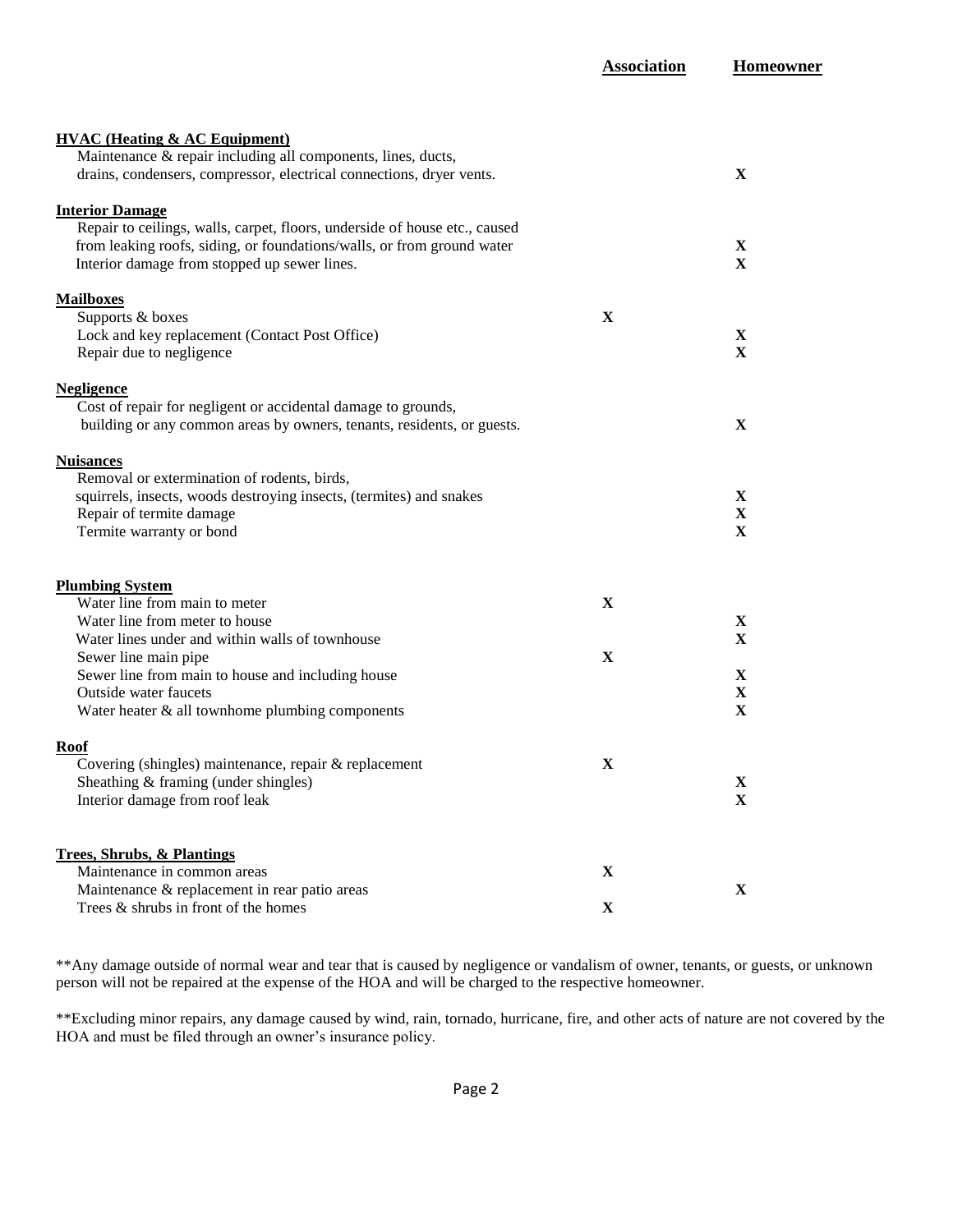| | Association | Homeowner |
|---|---|---|
| **HVAC (Heating & AC Equipment)** | | |
| Maintenance & repair including all components, lines, ducts, drains, condensers, compressor, electrical connections, dryer vents. | | X |
| **Interior Damage** | | |
| Repair to ceilings, walls, carpet, floors, underside of house etc., caused from leaking roofs, siding, or foundations/walls, or from ground water | | X |
| Interior damage from stopped up sewer lines. | | X |
| **Mailboxes** | | |
| Supports & boxes | X | |
| Lock and key replacement (Contact Post Office) | | X |
| Repair due to negligence | | X |
| **Negligence** | | |
| Cost of repair for negligent or accidental damage to grounds, building or any common areas by owners, tenants, residents, or guests. | | X |
| **Nuisances** | | |
| Removal or extermination of rodents, birds, squirrels, insects, woods destroying insects, (termites) and snakes | | X |
| Repair of termite damage | | X |
| Termite warranty or bond | | X |
| **Plumbing System** | | |
| Water line from main to meter | X | |
| Water line from meter to house | | X |
| Water lines under and within walls of townhouse | | X |
| Sewer line main pipe | X | |
| Sewer line from main to house and including house | | X |
| Outside water faucets | | X |
| Water heater & all townhome plumbing components | | X |
| **Roof** | | |
| Covering (shingles) maintenance, repair & replacement | X | |
| Sheathing & framing (under shingles) | | X |
| Interior damage from roof leak | | X |
| **Trees, Shrubs, & Plantings** | | |
| Maintenance in common areas | X | |
| Maintenance & replacement in rear patio areas | | X |
| Trees & shrubs in front of the homes | X | |

**Any damage outside of normal wear and tear that is caused by negligence or vandalism of owner, tenants, or guests, or unknown person will not be repaired at the expense of the HOA and will be charged to the respective homeowner.

**Excluding minor repairs, any damage caused by wind, rain, tornado, hurricane, fire, and other acts of nature are not covered by the HOA and must be filed through an owner's insurance policy.